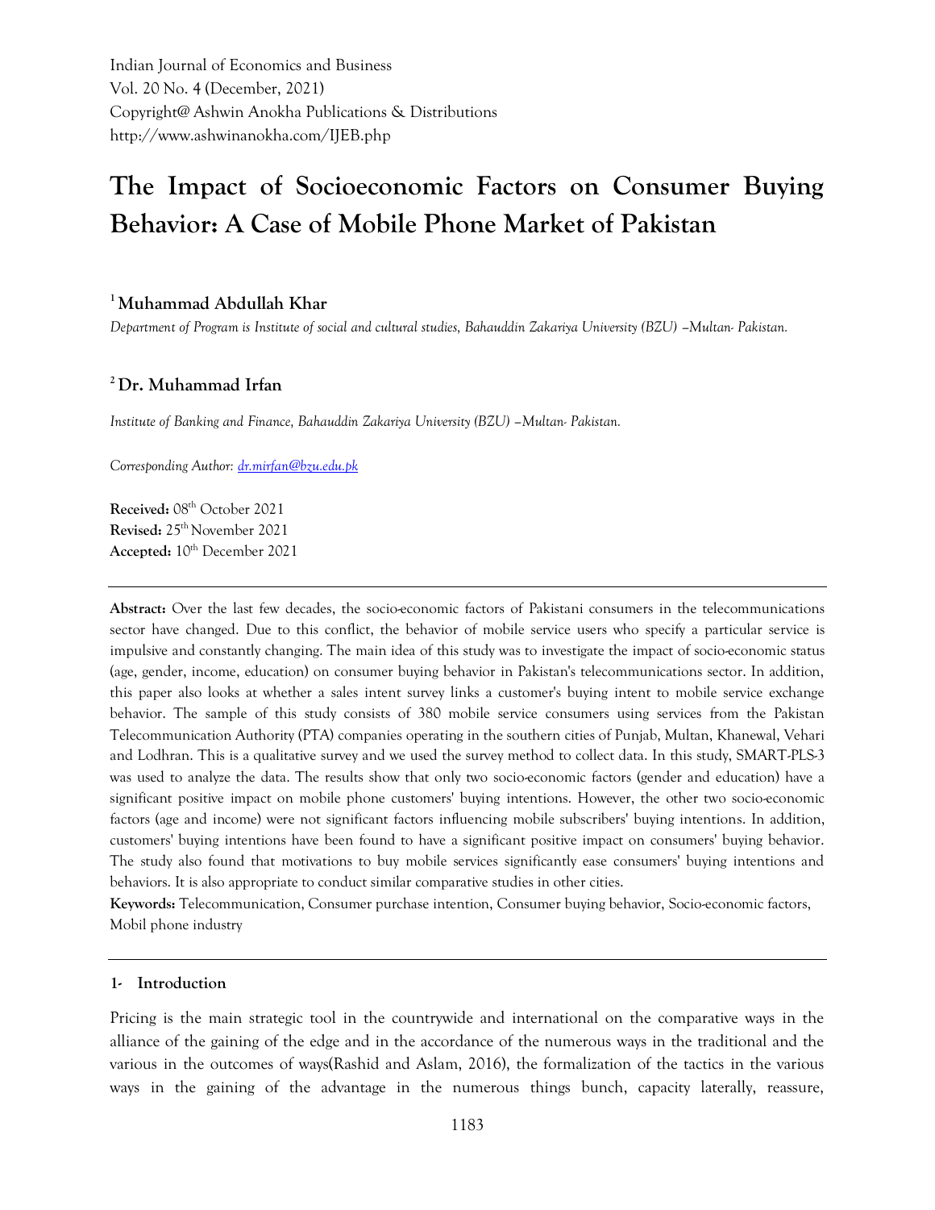Indian Journal of Economics and Business
Vol. 20 No. 4 (December, 2021)
Copyright@ Ashwin Anokha Publications & Distributions
http://www.ashwinanokha.com/IJEB.php

# The Impact of Socioeconomic Factors on Consumer Buying Behavior: A Case of Mobile Phone Market of Pakistan

[1] **Muhammad Abdullah Khar**

*Department of Program is Institute of social and cultural studies, Bahauddin Zakariya University (BZU) –Multan- Pakistan.*

[2] **Dr. Muhammad Irfan**

*Institute of Banking and Finance, Bahauddin Zakariya University (BZU) –Multan- Pakistan.*

*Corresponding Author: dr.mirfan@bzu.edu.pk*

**Received:** 08th October 2021
**Revised:** 25th November 2021
**Accepted:** 10th December 2021

---

**Abstract:** Over the last few decades, the socio-economic factors of Pakistani consumers in the telecommunications sector have changed. Due to this conflict, the behavior of mobile service users who specify a particular service is impulsive and constantly changing. The main idea of this study was to investigate the impact of socio-economic status (age, gender, income, education) on consumer buying behavior in Pakistan's telecommunications sector. In addition, this paper also looks at whether a sales intent survey links a customer's buying intent to mobile service exchange behavior. The sample of this study consists of 380 mobile service consumers using services from the Pakistan Telecommunication Authority (PTA) companies operating in the southern cities of Punjab, Multan, Khanewal, Vehari and Lodhran. This is a qualitative survey and we used the survey method to collect data. In this study, SMART-PLS-3 was used to analyze the data. The results show that only two socio-economic factors (gender and education) have a significant positive impact on mobile phone customers' buying intentions. However, the other two socio-economic factors (age and income) were not significant factors influencing mobile subscribers' buying intentions. In addition, customers' buying intentions have been found to have a significant positive impact on consumers' buying behavior. The study also found that motivations to buy mobile services significantly ease consumers' buying intentions and behaviors. It is also appropriate to conduct similar comparative studies in other cities.

**Keywords:** Telecommunication, Consumer purchase intention, Consumer buying behavior, Socio-economic factors, Mobil phone industry

---

## 1- Introduction

Pricing is the main strategic tool in the countrywide and international on the comparative ways in the alliance of the gaining of the edge and in the accordance of the numerous ways in the traditional and the various in the outcomes of ways(Rashid and Aslam, 2016), the formalization of the tactics in the various ways in the gaining of the advantage in the numerous things bunch, capacity laterally, reassure,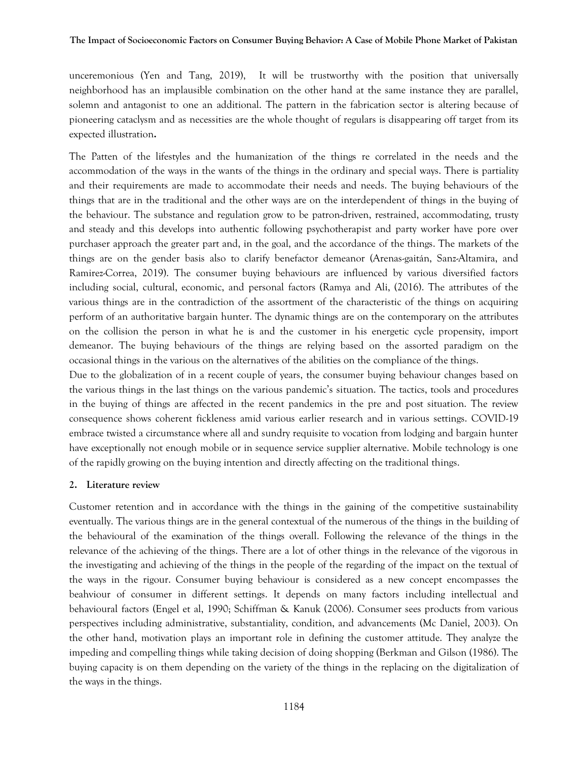unceremonious (Yen and Tang, 2019), It will be trustworthy with the position that universally neighborhood has an implausible combination on the other hand at the same instance they are parallel, solemn and antagonist to one an additional. The pattern in the fabrication sector is altering because of pioneering cataclysm and as necessities are the whole thought of regulars is disappearing off target from its expected illustration**.**

The Patten of the lifestyles and the humanization of the things re correlated in the needs and the accommodation of the ways in the wants of the things in the ordinary and special ways. There is partiality and their requirements are made to accommodate their needs and needs. The buying behaviours of the things that are in the traditional and the other ways are on the interdependent of things in the buying of the behaviour. The substance and regulation grow to be patron-driven, restrained, accommodating, trusty and steady and this develops into authentic following psychotherapist and party worker have pore over purchaser approach the greater part and, in the goal, and the accordance of the things. The markets of the things are on the gender basis also to clarify benefactor demeanor (Arenas-gaitán, Sanz-Altamira, and Ramirez-Correa, 2019). The consumer buying behaviours are influenced by various diversified factors including social, cultural, economic, and personal factors (Ramya and Ali, (2016). The attributes of the various things are in the contradiction of the assortment of the characteristic of the things on acquiring perform of an authoritative bargain hunter. The dynamic things are on the contemporary on the attributes on the collision the person in what he is and the customer in his energetic cycle propensity, import demeanor. The buying behaviours of the things are relying based on the assorted paradigm on the occasional things in the various on the alternatives of the abilities on the compliance of the things.

Due to the globalization of in a recent couple of years, the consumer buying behaviour changes based on the various things in the last things on the various pandemic's situation. The tactics, tools and procedures in the buying of things are affected in the recent pandemics in the pre and post situation. The review consequence shows coherent fickleness amid various earlier research and in various settings. COVID-19 embrace twisted a circumstance where all and sundry requisite to vocation from lodging and bargain hunter have exceptionally not enough mobile or in sequence service supplier alternative. Mobile technology is one of the rapidly growing on the buying intention and directly affecting on the traditional things.

## 2. Literature review

Customer retention and in accordance with the things in the gaining of the competitive sustainability eventually. The various things are in the general contextual of the numerous of the things in the building of the behavioural of the examination of the things overall. Following the relevance of the things in the relevance of the achieving of the things. There are a lot of other things in the relevance of the vigorous in the investigating and achieving of the things in the people of the regarding of the impact on the textual of the ways in the rigour. Consumer buying behaviour is considered as a new concept encompasses the beahviour of consumer in different settings. It depends on many factors including intellectual and behavioural factors (Engel et al, 1990; Schiffman & Kanuk (2006). Consumer sees products from various perspectives including administrative, substantiality, condition, and advancements (Mc Daniel, 2003). On the other hand, motivation plays an important role in defining the customer attitude. They analyze the impeding and compelling things while taking decision of doing shopping (Berkman and Gilson (1986). The buying capacity is on them depending on the variety of the things in the replacing on the digitalization of the ways in the things.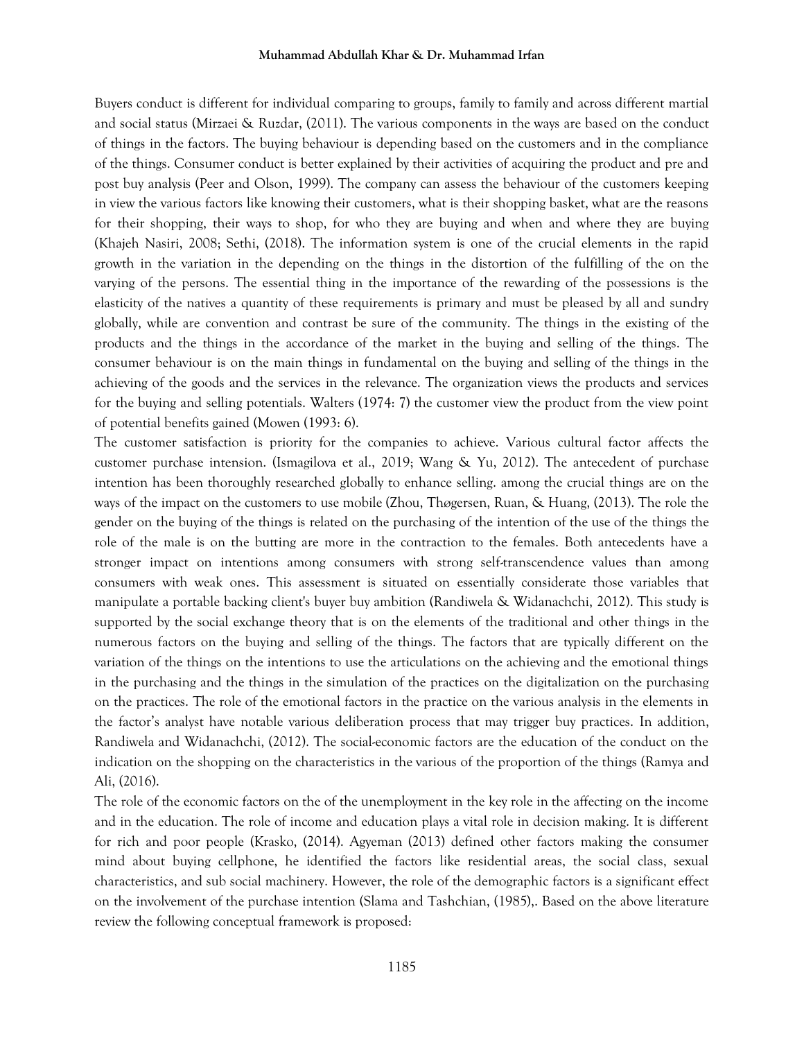Buyers conduct is different for individual comparing to groups, family to family and across different martial and social status (Mirzaei & Ruzdar, (2011). The various components in the ways are based on the conduct of things in the factors. The buying behaviour is depending based on the customers and in the compliance of the things. Consumer conduct is better explained by their activities of acquiring the product and pre and post buy analysis (Peer and Olson, 1999). The company can assess the behaviour of the customers keeping in view the various factors like knowing their customers, what is their shopping basket, what are the reasons for their shopping, their ways to shop, for who they are buying and when and where they are buying (Khajeh Nasiri, 2008; Sethi, (2018). The information system is one of the crucial elements in the rapid growth in the variation in the depending on the things in the distortion of the fulfilling of the on the varying of the persons. The essential thing in the importance of the rewarding of the possessions is the elasticity of the natives a quantity of these requirements is primary and must be pleased by all and sundry globally, while are convention and contrast be sure of the community. The things in the existing of the products and the things in the accordance of the market in the buying and selling of the things. The consumer behaviour is on the main things in fundamental on the buying and selling of the things in the achieving of the goods and the services in the relevance. The organization views the products and services for the buying and selling potentials. Walters (1974: 7) the customer view the product from the view point of potential benefits gained (Mowen (1993: 6).

The customer satisfaction is priority for the companies to achieve. Various cultural factor affects the customer purchase intension. (Ismagilova et al., 2019; Wang & Yu, 2012). The antecedent of purchase intention has been thoroughly researched globally to enhance selling. among the crucial things are on the ways of the impact on the customers to use mobile (Zhou, Thøgersen, Ruan, & Huang, (2013). The role the gender on the buying of the things is related on the purchasing of the intention of the use of the things the role of the male is on the butting are more in the contraction to the females. Both antecedents have a stronger impact on intentions among consumers with strong self-transcendence values than among consumers with weak ones. This assessment is situated on essentially considerate those variables that manipulate a portable backing client's buyer buy ambition (Randiwela & Widanachchi, 2012). This study is supported by the social exchange theory that is on the elements of the traditional and other things in the numerous factors on the buying and selling of the things. The factors that are typically different on the variation of the things on the intentions to use the articulations on the achieving and the emotional things in the purchasing and the things in the simulation of the practices on the digitalization on the purchasing on the practices. The role of the emotional factors in the practice on the various analysis in the elements in the factor's analyst have notable various deliberation process that may trigger buy practices. In addition, Randiwela and Widanachchi, (2012). The social-economic factors are the education of the conduct on the indication on the shopping on the characteristics in the various of the proportion of the things (Ramya and Ali, (2016).

The role of the economic factors on the of the unemployment in the key role in the affecting on the income and in the education. The role of income and education plays a vital role in decision making. It is different for rich and poor people (Krasko, (2014). Agyeman (2013) defined other factors making the consumer mind about buying cellphone, he identified the factors like residential areas, the social class, sexual characteristics, and sub social machinery. However, the role of the demographic factors is a significant effect on the involvement of the purchase intention (Slama and Tashchian, (1985),. Based on the above literature review the following conceptual framework is proposed: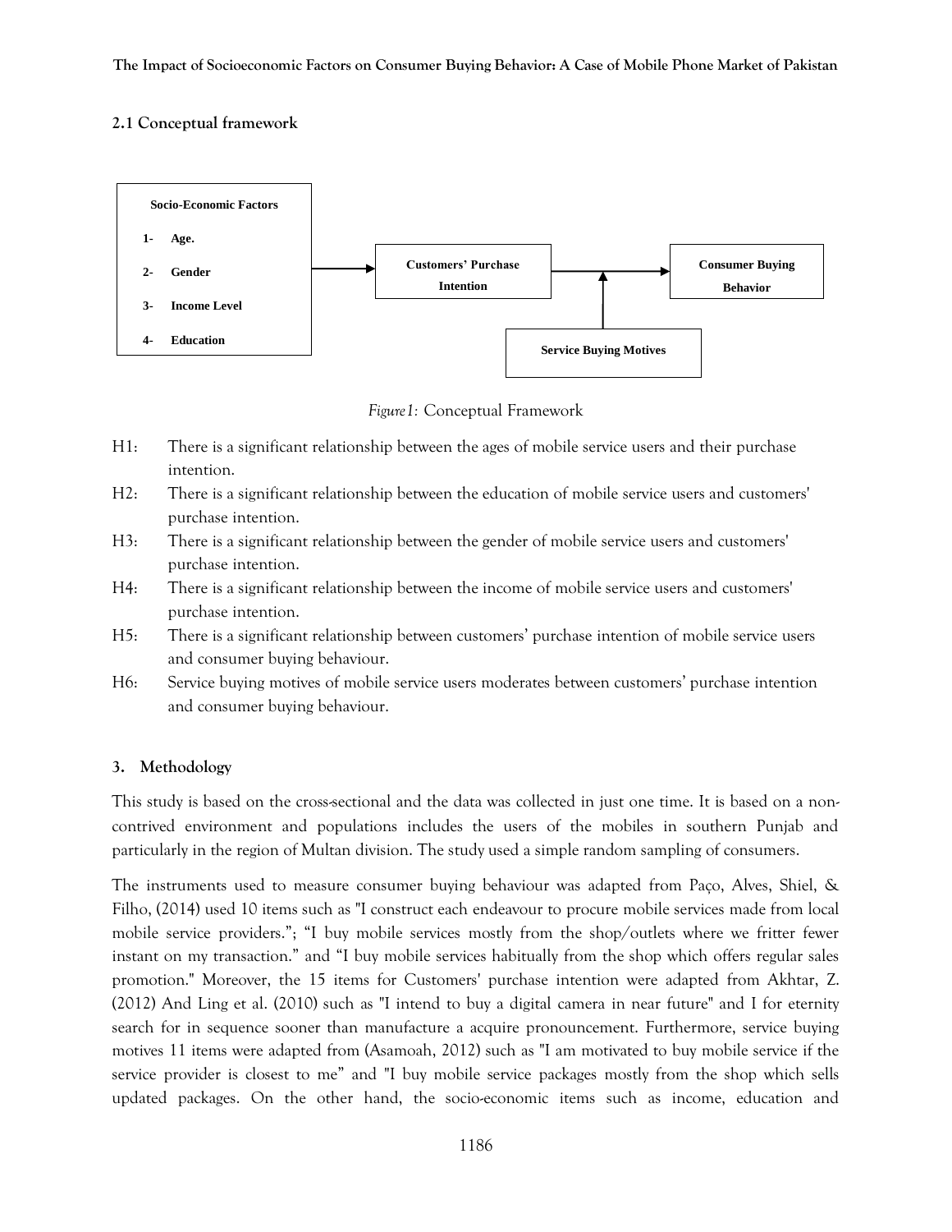## 2.1 Conceptual framework

Socio-Economic Factors

1- Age.
2- Gender
3- Income Level
4- Education

Customers' Purchase Intention

Consumer Buying Behavior

Service Buying Motives

*Figure1:* Conceptual Framework

H1: There is a significant relationship between the ages of mobile service users and their purchase intention.

H2: There is a significant relationship between the education of mobile service users and customers' purchase intention.

H3: There is a significant relationship between the gender of mobile service users and customers' purchase intention.

H4: There is a significant relationship between the income of mobile service users and customers' purchase intention.

H5: There is a significant relationship between customers' purchase intention of mobile service users and consumer buying behaviour.

H6: Service buying motives of mobile service users moderates between customers' purchase intention and consumer buying behaviour.

## 3. Methodology

This study is based on the cross-sectional and the data was collected in just one time. It is based on a non-contrived environment and populations includes the users of the mobiles in southern Punjab and particularly in the region of Multan division. The study used a simple random sampling of consumers.

The instruments used to measure consumer buying behaviour was adapted from Paço, Alves, Shiel, & Filho, (2014) used 10 items such as "I construct each endeavour to procure mobile services made from local mobile service providers."; "I buy mobile services mostly from the shop/outlets where we fritter fewer instant on my transaction." and "I buy mobile services habitually from the shop which offers regular sales promotion." Moreover, the 15 items for Customers' purchase intention were adapted from Akhtar, Z. (2012) And Ling et al. (2010) such as "I intend to buy a digital camera in near future" and I for eternity search for in sequence sooner than manufacture a acquire pronouncement. Furthermore, service buying motives 11 items were adapted from (Asamoah, 2012) such as "I am motivated to buy mobile service if the service provider is closest to me" and "I buy mobile service packages mostly from the shop which sells updated packages. On the other hand, the socio-economic items such as income, education and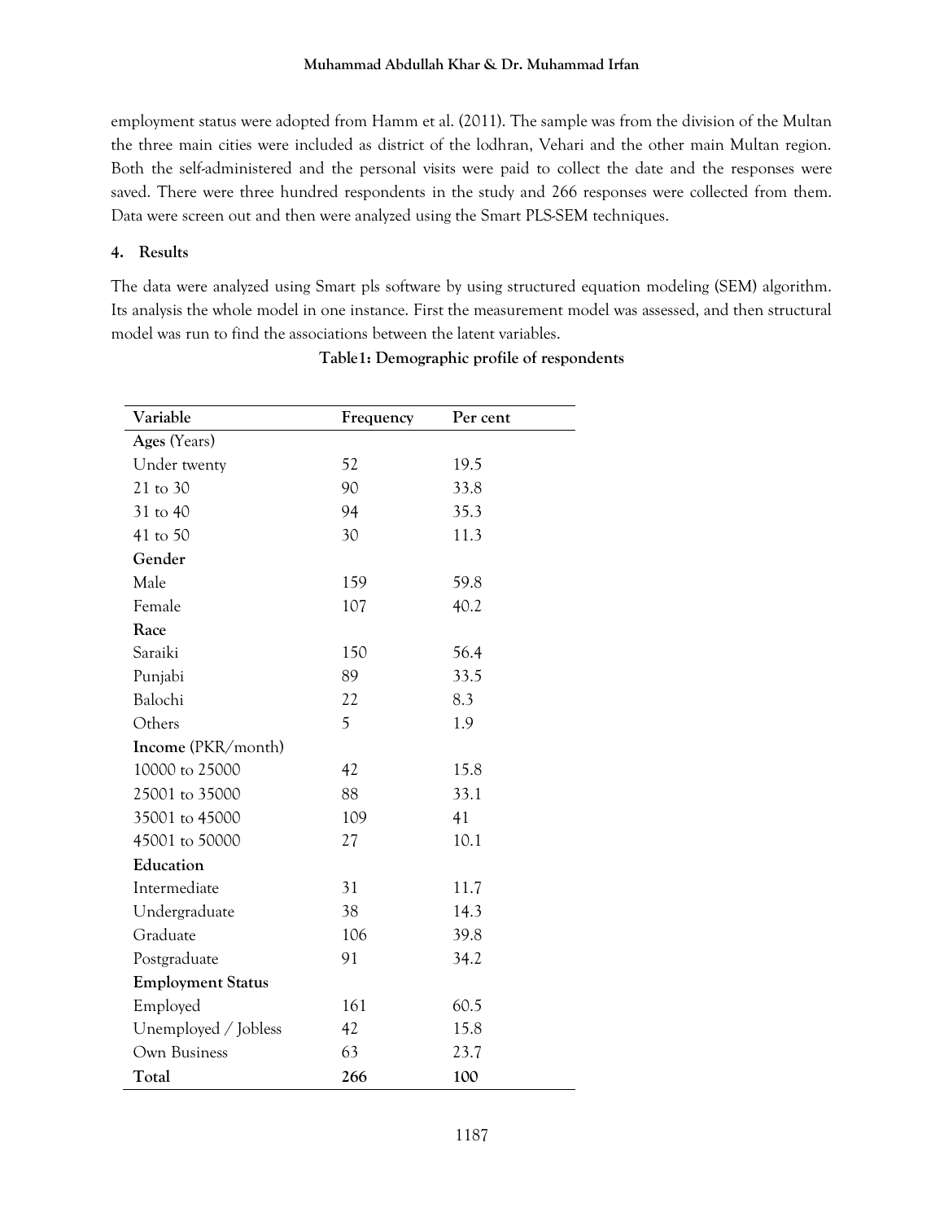employment status were adopted from Hamm et al. (2011). The sample was from the division of the Multan the three main cities were included as district of the lodhran, Vehari and the other main Multan region. Both the self-administered and the personal visits were paid to collect the date and the responses were saved. There were three hundred respondents in the study and 266 responses were collected from them. Data were screen out and then were analyzed using the Smart PLS-SEM techniques.

## 4. Results

The data were analyzed using Smart pls software by using structured equation modeling (SEM) algorithm. Its analysis the whole model in one instance. First the measurement model was assessed, and then structural model was run to find the associations between the latent variables.

**Table1: Demographic profile of respondents**

| Variable | Frequency | Per cent |
|---|---|---|
| **Ages** (Years) | | |
| Under twenty | 52 | 19.5 |
| 21 to 30 | 90 | 33.8 |
| 31 to 40 | 94 | 35.3 |
| 41 to 50 | 30 | 11.3 |
| **Gender** | | |
| Male | 159 | 59.8 |
| Female | 107 | 40.2 |
| **Race** | | |
| Saraiki | 150 | 56.4 |
| Punjabi | 89 | 33.5 |
| Balochi | 22 | 8.3 |
| Others | 5 | 1.9 |
| **Income** (PKR/month) | | |
| 10000 to 25000 | 42 | 15.8 |
| 25001 to 35000 | 88 | 33.1 |
| 35001 to 45000 | 109 | 41 |
| 45001 to 50000 | 27 | 10.1 |
| **Education** | | |
| Intermediate | 31 | 11.7 |
| Undergraduate | 38 | 14.3 |
| Graduate | 106 | 39.8 |
| Postgraduate | 91 | 34.2 |
| **Employment Status** | | |
| Employed | 161 | 60.5 |
| Unemployed / Jobless | 42 | 15.8 |
| Own Business | 63 | 23.7 |
| **Total** | **266** | **100** |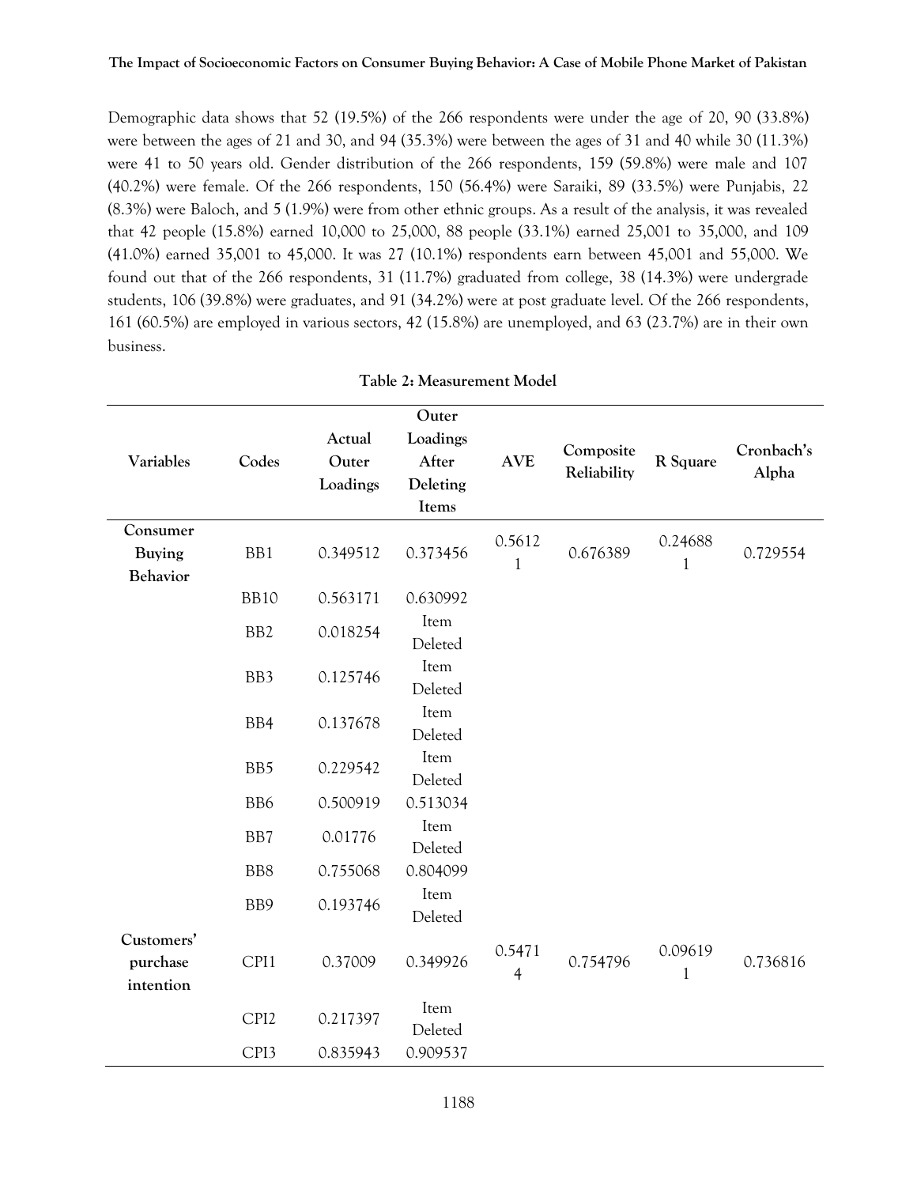Demographic data shows that 52 (19.5%) of the 266 respondents were under the age of 20, 90 (33.8%) were between the ages of 21 and 30, and 94 (35.3%) were between the ages of 31 and 40 while 30 (11.3%) were 41 to 50 years old. Gender distribution of the 266 respondents, 159 (59.8%) were male and 107 (40.2%) were female. Of the 266 respondents, 150 (56.4%) were Saraiki, 89 (33.5%) were Punjabis, 22 (8.3%) were Baloch, and 5 (1.9%) were from other ethnic groups. As a result of the analysis, it was revealed that 42 people (15.8%) earned 10,000 to 25,000, 88 people (33.1%) earned 25,001 to 35,000, and 109 (41.0%) earned 35,001 to 45,000. It was 27 (10.1%) respondents earn between 45,001 and 55,000. We found out that of the 266 respondents, 31 (11.7%) graduated from college, 38 (14.3%) were undergrade students, 106 (39.8%) were graduates, and 91 (34.2%) were at post graduate level. Of the 266 respondents, 161 (60.5%) are employed in various sectors, 42 (15.8%) are unemployed, and 63 (23.7%) are in their own business.

**Table 2: Measurement Model**

| Variables | Codes | Actual Outer Loadings | Outer Loadings After Deleting Items | AVE | Composite Reliability | R Square | Cronbach's Alpha |
|---|---|---|---|---|---|---|---|
| **Consumer Buying Behavior** | BB1 | 0.349512 | 0.373456 | 0.56121 | 0.676389 | 0.246881 | 0.729554 |
| | BB10 | 0.563171 | 0.630992 | | | | |
| | BB2 | 0.018254 | Item Deleted | | | | |
| | BB3 | 0.125746 | Item Deleted | | | | |
| | BB4 | 0.137678 | Item Deleted | | | | |
| | BB5 | 0.229542 | Item Deleted | | | | |
| | BB6 | 0.500919 | 0.513034 | | | | |
| | BB7 | 0.01776 | Item Deleted | | | | |
| | BB8 | 0.755068 | 0.804099 | | | | |
| | BB9 | 0.193746 | Item Deleted | | | | |
| **Customers' purchase intention** | CPI1 | 0.37009 | 0.349926 | 0.54714 | 0.754796 | 0.096191 | 0.736816 |
| | CPI2 | 0.217397 | Item Deleted | | | | |
| | CPI3 | 0.835943 | 0.909537 | | | | |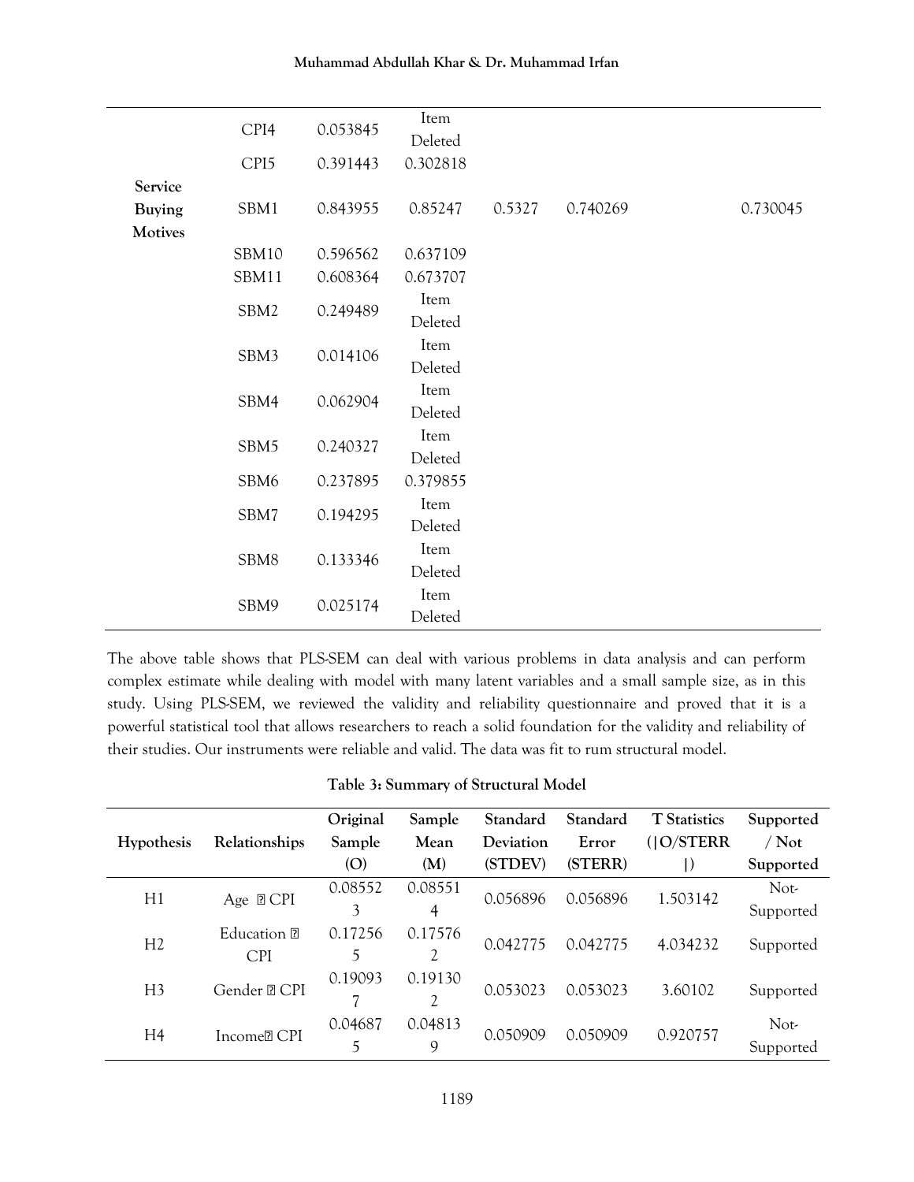| | CPI4 | 0.053845 | Item Deleted | | | |
|---|---|---|---|---|---|---|
| | CPI5 | 0.391443 | 0.302818 | | | |
| **Service Buying Motives** | SBM1 | 0.843955 | 0.85247 | 0.5327 | 0.740269 | 0.730045 |
| | SBM10 | 0.596562 | 0.637109 | | | |
| | SBM11 | 0.608364 | 0.673707 | | | |
| | SBM2 | 0.249489 | Item Deleted | | | |
| | SBM3 | 0.014106 | Item Deleted | | | |
| | SBM4 | 0.062904 | Item Deleted | | | |
| | SBM5 | 0.240327 | Item Deleted | | | |
| | SBM6 | 0.237895 | 0.379855 | | | |
| | SBM7 | 0.194295 | Item Deleted | | | |
| | SBM8 | 0.133346 | Item Deleted | | | |
| | SBM9 | 0.025174 | Item Deleted | | | |

The above table shows that PLS-SEM can deal with various problems in data analysis and can perform complex estimate while dealing with model with many latent variables and a small sample size, as in this study. Using PLS-SEM, we reviewed the validity and reliability questionnaire and proved that it is a powerful statistical tool that allows researchers to reach a solid foundation for the validity and reliability of their studies. Our instruments were reliable and valid. The data was fit to rum structural model.

**Table 3: Summary of Structural Model**

| Hypothesis | Relationships | Original Sample (O) | Sample Mean (M) | Standard Deviation (STDEV) | Standard Error (STERR) | T Statistics (\|O/STERR\|) | Supported / Not Supported |
|---|---|---|---|---|---|---|---|
| H1 | Age → CPI | 0.085523 | 0.085514 | 0.056896 | 0.056896 | 1.503142 | Not-Supported |
| H2 | Education → CPI | 0.172565 | 0.175762 | 0.042775 | 0.042775 | 4.034232 | Supported |
| H3 | Gender → CPI | 0.190937 | 0.191302 | 0.053023 | 0.053023 | 3.60102 | Supported |
| H4 | Income→ CPI | 0.046875 | 0.048139 | 0.050909 | 0.050909 | 0.920757 | Not-Supported |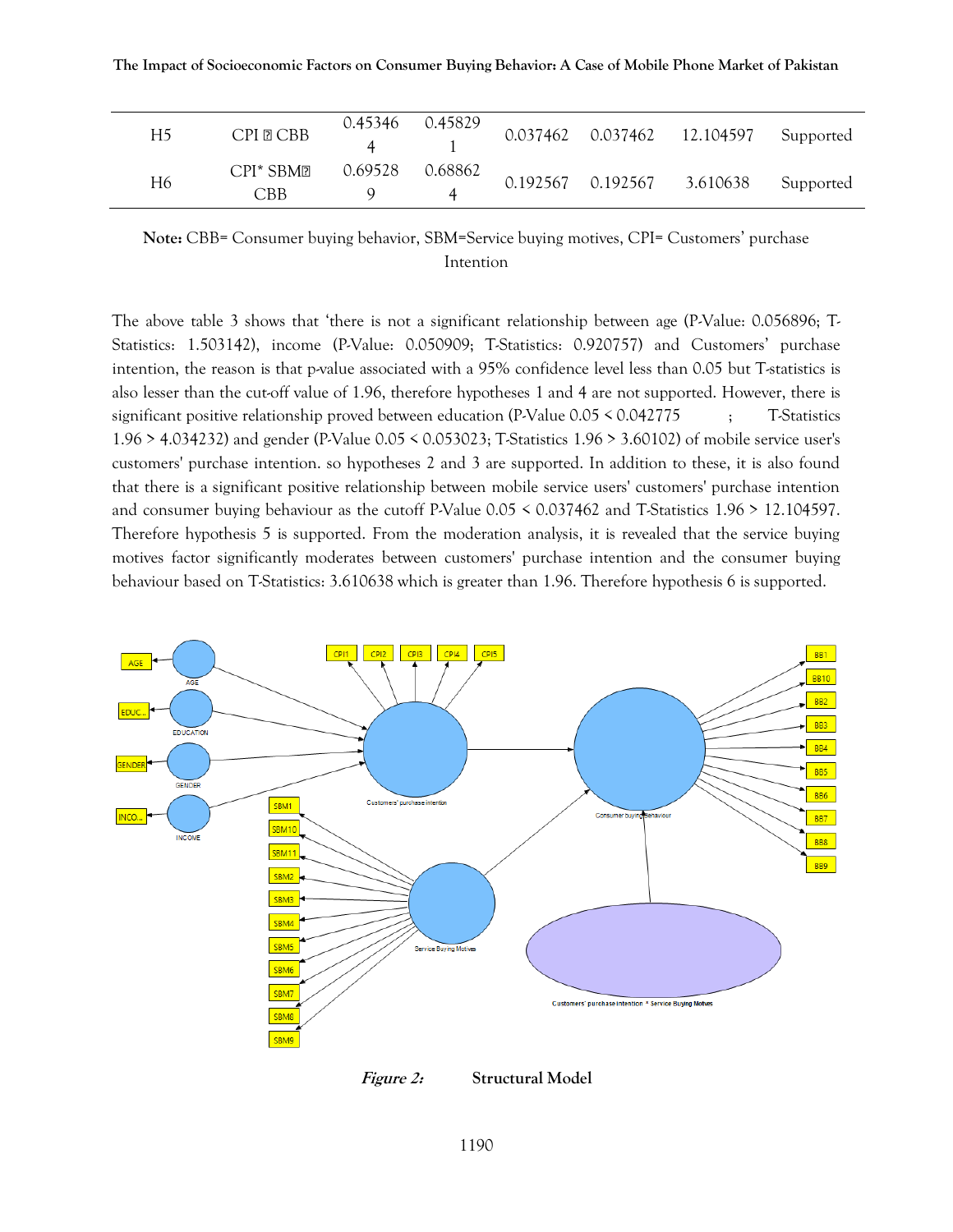| H5 | CPI → CBB | 0.453464 | 0.458291 | 0.037462 | 0.037462 | 12.104597 | Supported |
|---|---|---|---|---|---|---|---|
| H6 | CPI* SBM→ CBB | 0.695289 | 0.688624 | 0.192567 | 0.192567 | 3.610638 | Supported |

**Note:** CBB= Consumer buying behavior, SBM=Service buying motives, CPI= Customers' purchase Intention

The above table 3 shows that 'there is not a significant relationship between age (P-Value: 0.056896; T-Statistics: 1.503142), income (P-Value: 0.050909; T-Statistics: 0.920757) and Customers' purchase intention, the reason is that p-value associated with a 95% confidence level less than 0.05 but T-statistics is also lesser than the cut-off value of 1.96, therefore hypotheses 1 and 4 are not supported. However, there is significant positive relationship proved between education (P-Value 0.05 < 0.042775 ; T-Statistics 1.96 > 4.034232) and gender (P-Value 0.05 < 0.053023; T-Statistics 1.96 > 3.60102) of mobile service user's customers' purchase intention. so hypotheses 2 and 3 are supported. In addition to these, it is also found that there is a significant positive relationship between mobile service users' customers' purchase intention and consumer buying behaviour as the cutoff P-Value 0.05 < 0.037462 and T-Statistics 1.96 > 12.104597. Therefore hypothesis 5 is supported. From the moderation analysis, it is revealed that the service buying motives factor significantly moderates between customers' purchase intention and the consumer buying behaviour based on T-Statistics: 3.610638 which is greater than 1.96. Therefore hypothesis 6 is supported.

*Figure 2:* **Structural Model**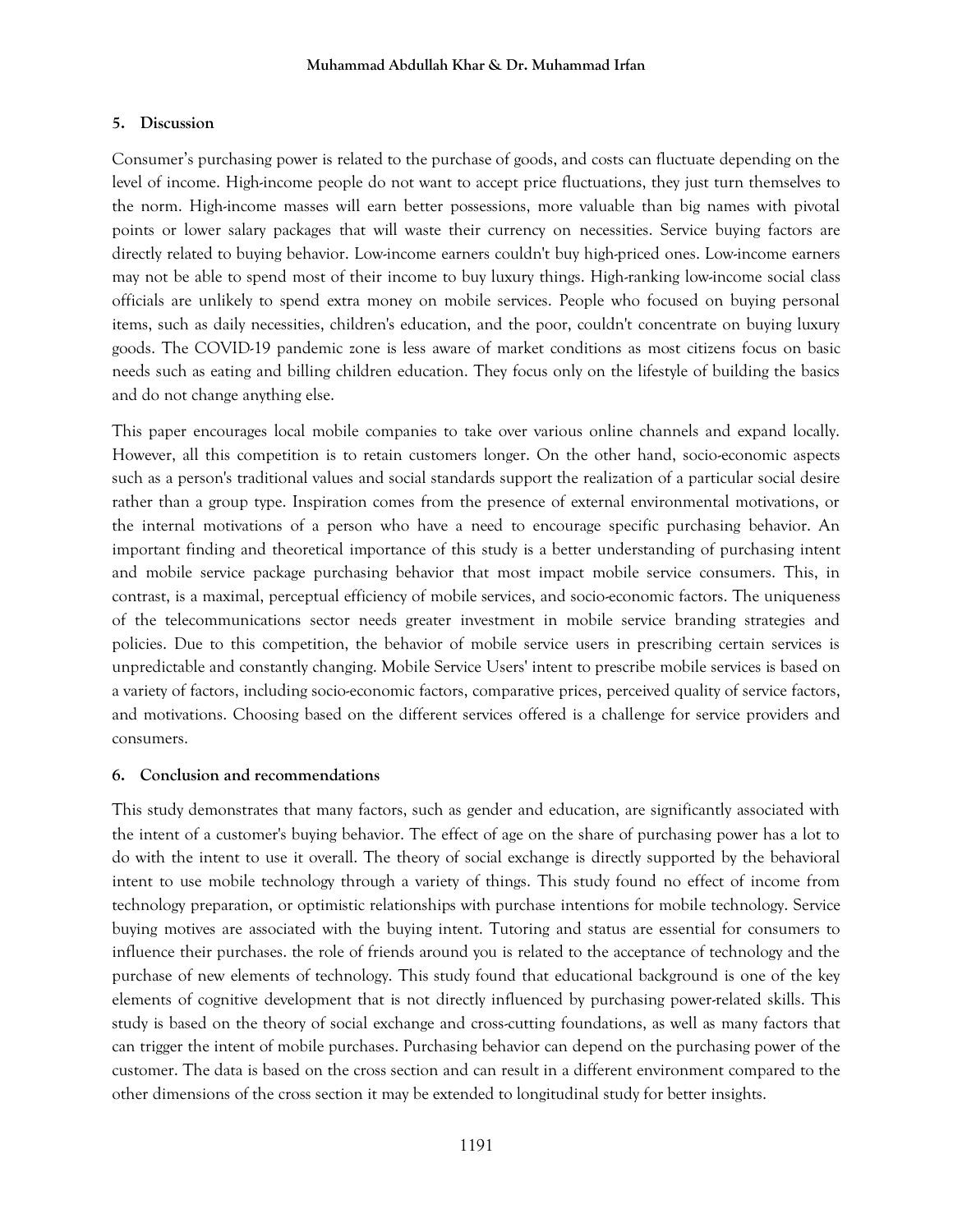## 5. Discussion

Consumer's purchasing power is related to the purchase of goods, and costs can fluctuate depending on the level of income. High-income people do not want to accept price fluctuations, they just turn themselves to the norm. High-income masses will earn better possessions, more valuable than big names with pivotal points or lower salary packages that will waste their currency on necessities. Service buying factors are directly related to buying behavior. Low-income earners couldn't buy high-priced ones. Low-income earners may not be able to spend most of their income to buy luxury things. High-ranking low-income social class officials are unlikely to spend extra money on mobile services. People who focused on buying personal items, such as daily necessities, children's education, and the poor, couldn't concentrate on buying luxury goods. The COVID-19 pandemic zone is less aware of market conditions as most citizens focus on basic needs such as eating and billing children education. They focus only on the lifestyle of building the basics and do not change anything else.

This paper encourages local mobile companies to take over various online channels and expand locally. However, all this competition is to retain customers longer. On the other hand, socio-economic aspects such as a person's traditional values and social standards support the realization of a particular social desire rather than a group type. Inspiration comes from the presence of external environmental motivations, or the internal motivations of a person who have a need to encourage specific purchasing behavior. An important finding and theoretical importance of this study is a better understanding of purchasing intent and mobile service package purchasing behavior that most impact mobile service consumers. This, in contrast, is a maximal, perceptual efficiency of mobile services, and socio-economic factors. The uniqueness of the telecommunications sector needs greater investment in mobile service branding strategies and policies. Due to this competition, the behavior of mobile service users in prescribing certain services is unpredictable and constantly changing. Mobile Service Users' intent to prescribe mobile services is based on a variety of factors, including socio-economic factors, comparative prices, perceived quality of service factors, and motivations. Choosing based on the different services offered is a challenge for service providers and consumers.

## 6. Conclusion and recommendations

This study demonstrates that many factors, such as gender and education, are significantly associated with the intent of a customer's buying behavior. The effect of age on the share of purchasing power has a lot to do with the intent to use it overall. The theory of social exchange is directly supported by the behavioral intent to use mobile technology through a variety of things. This study found no effect of income from technology preparation, or optimistic relationships with purchase intentions for mobile technology. Service buying motives are associated with the buying intent. Tutoring and status are essential for consumers to influence their purchases. the role of friends around you is related to the acceptance of technology and the purchase of new elements of technology. This study found that educational background is one of the key elements of cognitive development that is not directly influenced by purchasing power-related skills. This study is based on the theory of social exchange and cross-cutting foundations, as well as many factors that can trigger the intent of mobile purchases. Purchasing behavior can depend on the purchasing power of the customer. The data is based on the cross section and can result in a different environment compared to the other dimensions of the cross section it may be extended to longitudinal study for better insights.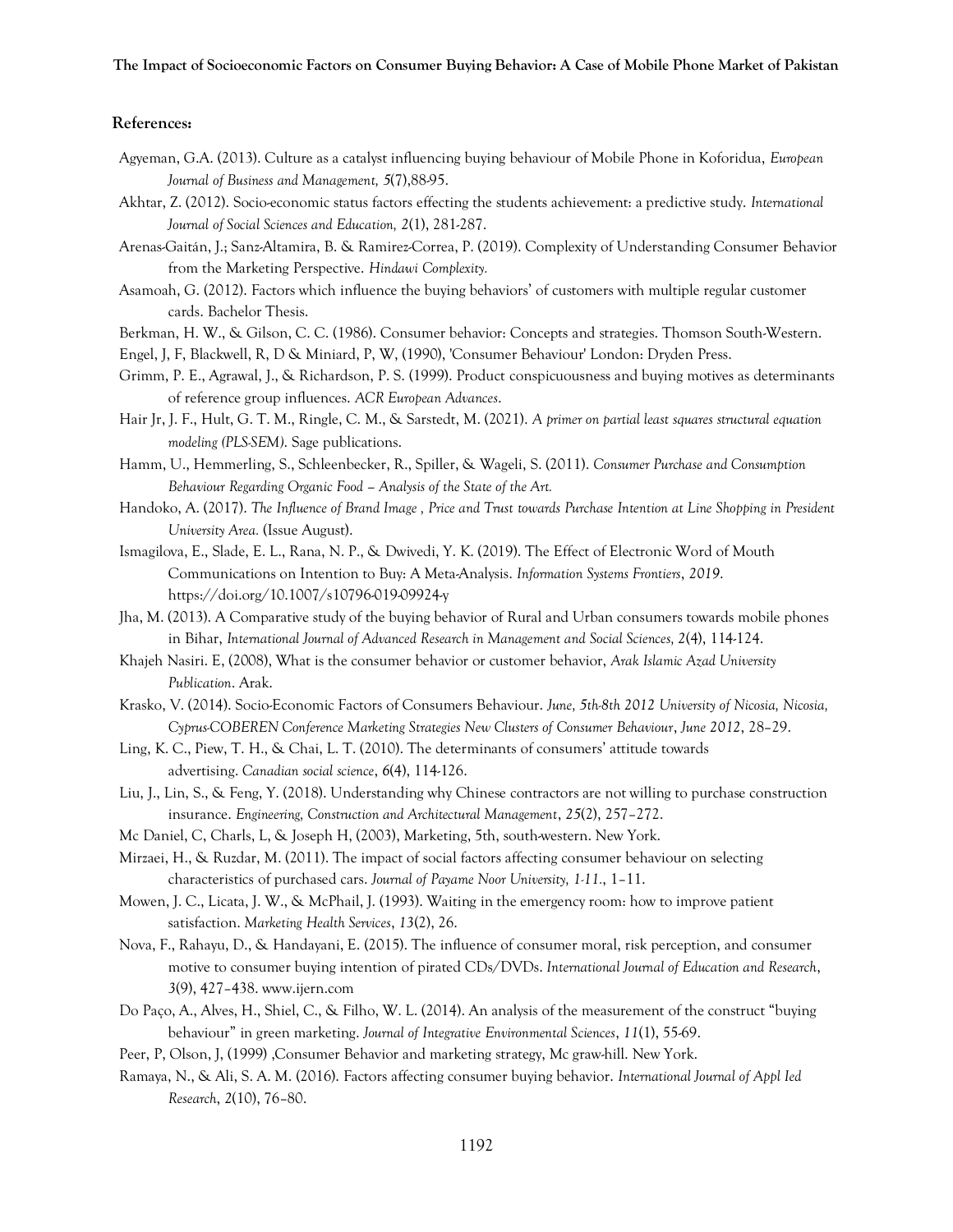## References:

Agyeman, G.A. (2013). Culture as a catalyst influencing buying behaviour of Mobile Phone in Koforidua, *European Journal of Business and Management, 5*(7),88-95.

Akhtar, Z. (2012). Socio-economic status factors effecting the students achievement: a predictive study. *International Journal of Social Sciences and Education, 2*(1), 281-287.

Arenas-Gaitán, J.; Sanz-Altamira, B. & Ramirez-Correa, P. (2019). Complexity of Understanding Consumer Behavior from the Marketing Perspective. *Hindawi Complexity.*

Asamoah, G. (2012). Factors which influence the buying behaviors' of customers with multiple regular customer cards. Bachelor Thesis.

Berkman, H. W., & Gilson, C. C. (1986). Consumer behavior: Concepts and strategies. Thomson South-Western.

Engel, J, F, Blackwell, R, D & Miniard, P, W, (1990), 'Consumer Behaviour' London: Dryden Press.

Grimm, P. E., Agrawal, J., & Richardson, P. S. (1999). Product conspicuousness and buying motives as determinants of reference group influences. *ACR European Advances*.

Hair Jr, J. F., Hult, G. T. M., Ringle, C. M., & Sarstedt, M. (2021). *A primer on partial least squares structural equation modeling (PLS-SEM)*. Sage publications.

Hamm, U., Hemmerling, S., Schleenbecker, R., Spiller, & Wageli, S. (2011). *Consumer Purchase and Consumption Behaviour Regarding Organic Food – Analysis of the State of the Art.*

Handoko, A. (2017). *The Influence of Brand Image , Price and Trust towards Purchase Intention at Line Shopping in President University Area.* (Issue August).

Ismagilova, E., Slade, E. L., Rana, N. P., & Dwivedi, Y. K. (2019). The Effect of Electronic Word of Mouth Communications on Intention to Buy: A Meta-Analysis. *Information Systems Frontiers*, *2019*. https://doi.org/10.1007/s10796-019-09924-y

Jha, M. (2013). A Comparative study of the buying behavior of Rural and Urban consumers towards mobile phones in Bihar, *International Journal of Advanced Research in Management and Social Sciences, 2*(4), 114-124.

Khajeh Nasiri. E, (2008), What is the consumer behavior or customer behavior, *Arak Islamic Azad University Publication*. Arak.

Krasko, V. (2014). Socio-Economic Factors of Consumers Behaviour. *June, 5th-8th 2012 University of Nicosia, Nicosia, Cyprus-COBEREN Conference Marketing Strategies New Clusters of Consumer Behaviour*, *June 2012*, 28–29.

Ling, K. C., Piew, T. H., & Chai, L. T. (2010). The determinants of consumers' attitude towards advertising. *Canadian social science*, *6*(4), 114-126.

Liu, J., Lin, S., & Feng, Y. (2018). Understanding why Chinese contractors are not willing to purchase construction insurance. *Engineering, Construction and Architectural Management*, *25*(2), 257–272.

Mc Daniel, C, Charls, L, & Joseph H, (2003), Marketing, 5th, south-western. New York.

Mirzaei, H., & Ruzdar, M. (2011). The impact of social factors affecting consumer behaviour on selecting characteristics of purchased cars. *Journal of Payame Noor University, 1-11*., 1–11.

Mowen, J. C., Licata, J. W., & McPhail, J. (1993). Waiting in the emergency room: how to improve patient satisfaction. *Marketing Health Services*, *13*(2), 26.

Nova, F., Rahayu, D., & Handayani, E. (2015). The influence of consumer moral, risk perception, and consumer motive to consumer buying intention of pirated CDs/DVDs. *International Journal of Education and Research*, *3*(9), 427–438. www.ijern.com

Do Paço, A., Alves, H., Shiel, C., & Filho, W. L. (2014). An analysis of the measurement of the construct "buying behaviour" in green marketing. *Journal of Integrative Environmental Sciences*, *11*(1), 55-69.

Peer, P, Olson, J, (1999) ,Consumer Behavior and marketing strategy, Mc graw-hill. New York.

Ramaya, N., & Ali, S. A. M. (2016). Factors affecting consumer buying behavior. *International Journal of Appl Ied Research*, *2*(10), 76–80.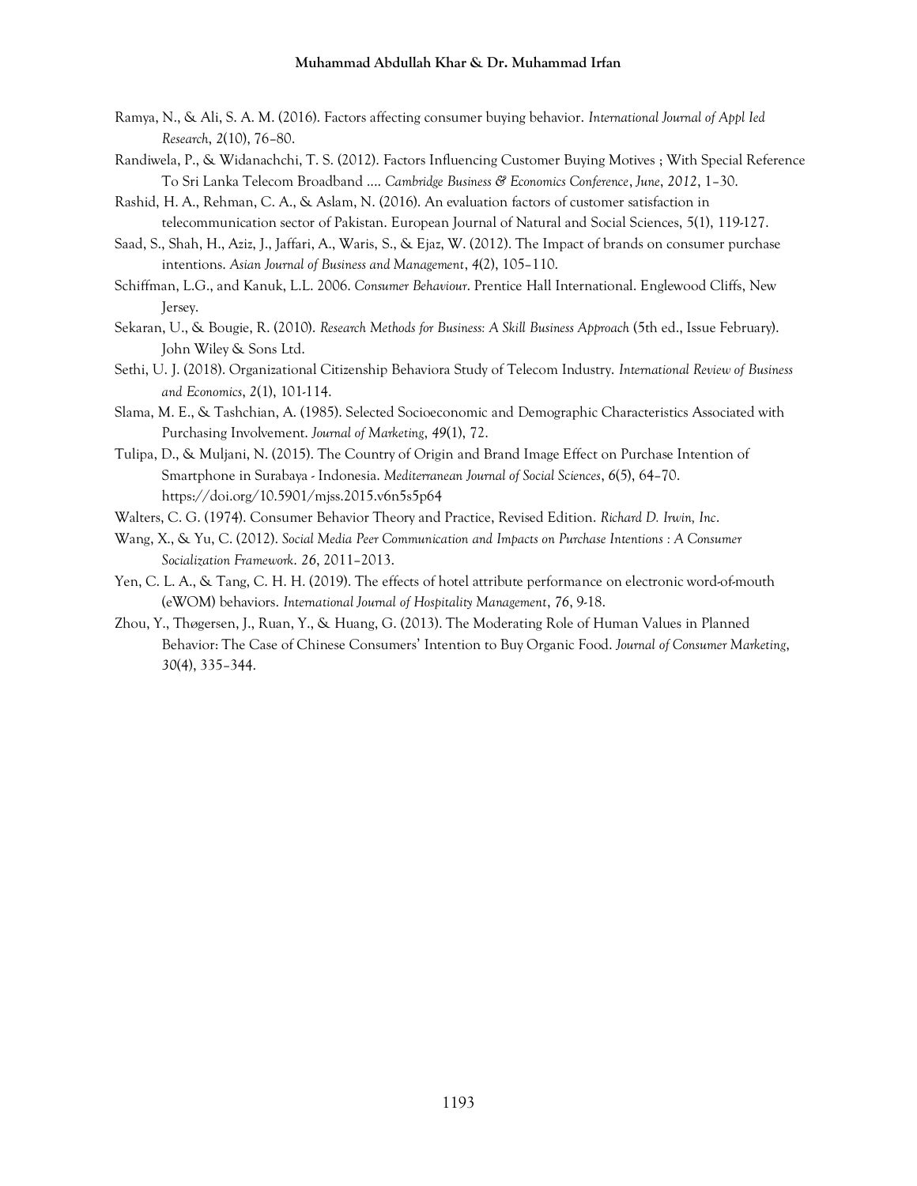Ramya, N., & Ali, S. A. M. (2016). Factors affecting consumer buying behavior. *International Journal of Appl Ied Research*, *2*(10), 76–80.

Randiwela, P., & Widanachchi, T. S. (2012). Factors Influencing Customer Buying Motives ; With Special Reference To Sri Lanka Telecom Broadband .... *Cambridge Business & Economics Conference*, *June*, *2012*, 1–30.

Rashid, H. A., Rehman, C. A., & Aslam, N. (2016). An evaluation factors of customer satisfaction in telecommunication sector of Pakistan. European Journal of Natural and Social Sciences, 5(1), 119-127.

Saad, S., Shah, H., Aziz, J., Jaffari, A., Waris, S., & Ejaz, W. (2012). The Impact of brands on consumer purchase intentions. *Asian Journal of Business and Management*, *4*(2), 105–110.

Schiffman, L.G., and Kanuk, L.L. 2006. *Consumer Behaviour*. Prentice Hall International. Englewood Cliffs, New Jersey.

Sekaran, U., & Bougie, R. (2010). *Research Methods for Business: A Skill Business Approach* (5th ed., Issue February). John Wiley & Sons Ltd.

Sethi, U. J. (2018). Organizational Citizenship Behaviora Study of Telecom Industry. *International Review of Business and Economics*, *2*(1), 101-114.

Slama, M. E., & Tashchian, A. (1985). Selected Socioeconomic and Demographic Characteristics Associated with Purchasing Involvement. *Journal of Marketing*, *49*(1), 72.

Tulipa, D., & Muljani, N. (2015). The Country of Origin and Brand Image Effect on Purchase Intention of Smartphone in Surabaya - Indonesia. *Mediterranean Journal of Social Sciences*, *6*(5), 64–70. https://doi.org/10.5901/mjss.2015.v6n5s5p64

Walters, C. G. (1974). Consumer Behavior Theory and Practice, Revised Edition. *Richard D. Irwin, Inc*.

Wang, X., & Yu, C. (2012). *Social Media Peer Communication and Impacts on Purchase Intentions : A Consumer Socialization Framework*. *26*, 2011–2013.

Yen, C. L. A., & Tang, C. H. H. (2019). The effects of hotel attribute performance on electronic word-of-mouth (eWOM) behaviors. *International Journal of Hospitality Management*, *76*, 9-18.

Zhou, Y., Thøgersen, J., Ruan, Y., & Huang, G. (2013). The Moderating Role of Human Values in Planned Behavior: The Case of Chinese Consumers' Intention to Buy Organic Food. *Journal of Consumer Marketing*, *30*(4), 335–344.